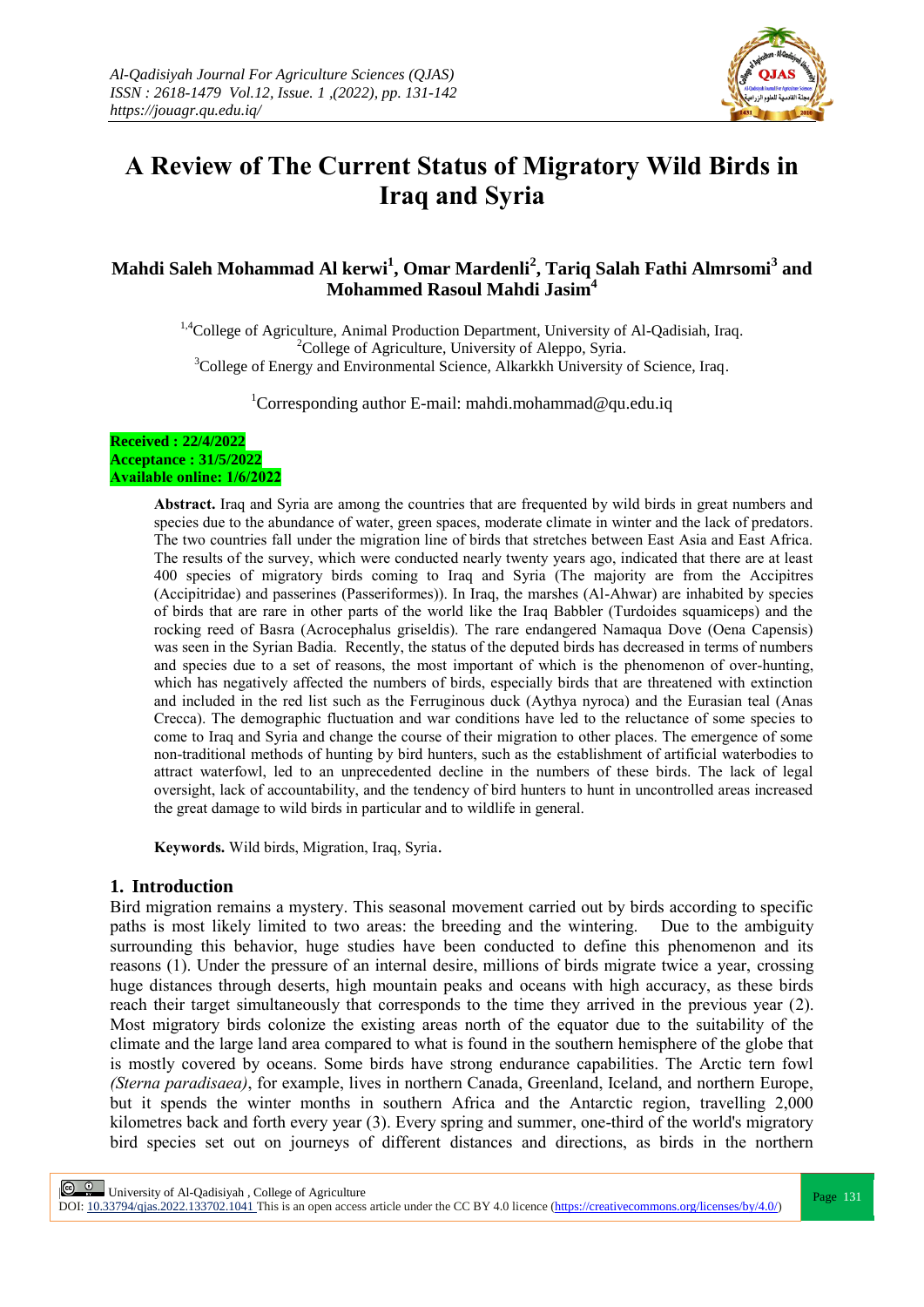# A Review of The Current Status of Migratory Wild Birds in Iraq and Syria

**Mahdi Saleh Mohammad Al kerwi[1], Omar Mardenli[2], Tariq Salah Fathi Almrsomi[3] and Mohammed Rasoul Mahdi Jasim[4]**

[1,4]College of Agriculture, Animal Production Department, University of Al-Qadisiah, Iraq.
[2]College of Agriculture, University of Aleppo, Syria.
[3]College of Energy and Environmental Science, Alkarkkh University of Science, Iraq.

[1]Corresponding author E-mail: mahdi.mohammad@qu.edu.iq

**Received : 22/4/2022**
**Acceptance : 31/5/2022**
**Available online: 1/6/2022**

**Abstract.** Iraq and Syria are among the countries that are frequented by wild birds in great numbers and species due to the abundance of water, green spaces, moderate climate in winter and the lack of predators. The two countries fall under the migration line of birds that stretches between East Asia and East Africa. The results of the survey, which were conducted nearly twenty years ago, indicated that there are at least 400 species of migratory birds coming to Iraq and Syria (The majority are from the Accipitres (Accipitridae) and passerines (Passeriformes)). In Iraq, the marshes (Al-Ahwar) are inhabited by species of birds that are rare in other parts of the world like the Iraq Babbler (Turdoides squamiceps) and the rocking reed of Basra (Acrocephalus griseldis). The rare endangered Namaqua Dove (Oena Capensis) was seen in the Syrian Badia. Recently, the status of the deputed birds has decreased in terms of numbers and species due to a set of reasons, the most important of which is the phenomenon of over-hunting, which has negatively affected the numbers of birds, especially birds that are threatened with extinction and included in the red list such as the Ferruginous duck (Aythya nyroca) and the Eurasian teal (Anas Crecca). The demographic fluctuation and war conditions have led to the reluctance of some species to come to Iraq and Syria and change the course of their migration to other places. The emergence of some non-traditional methods of hunting by bird hunters, such as the establishment of artificial waterbodies to attract waterfowl, led to an unprecedented decline in the numbers of these birds. The lack of legal oversight, lack of accountability, and the tendency of bird hunters to hunt in uncontrolled areas increased the great damage to wild birds in particular and to wildlife in general.

**Keywords.** Wild birds, Migration, Iraq, Syria.

## 1. Introduction

Bird migration remains a mystery. This seasonal movement carried out by birds according to specific paths is most likely limited to two areas: the breeding and the wintering. Due to the ambiguity surrounding this behavior, huge studies have been conducted to define this phenomenon and its reasons (1). Under the pressure of an internal desire, millions of birds migrate twice a year, crossing huge distances through deserts, high mountain peaks and oceans with high accuracy, as these birds reach their target simultaneously that corresponds to the time they arrived in the previous year (2). Most migratory birds colonize the existing areas north of the equator due to the suitability of the climate and the large land area compared to what is found in the southern hemisphere of the globe that is mostly covered by oceans. Some birds have strong endurance capabilities. The Arctic tern fowl *(Sterna paradisaea)*, for example, lives in northern Canada, Greenland, Iceland, and northern Europe, but it spends the winter months in southern Africa and the Antarctic region, travelling 2,000 kilometres back and forth every year (3). Every spring and summer, one-third of the world's migratory bird species set out on journeys of different distances and directions, as birds in the northern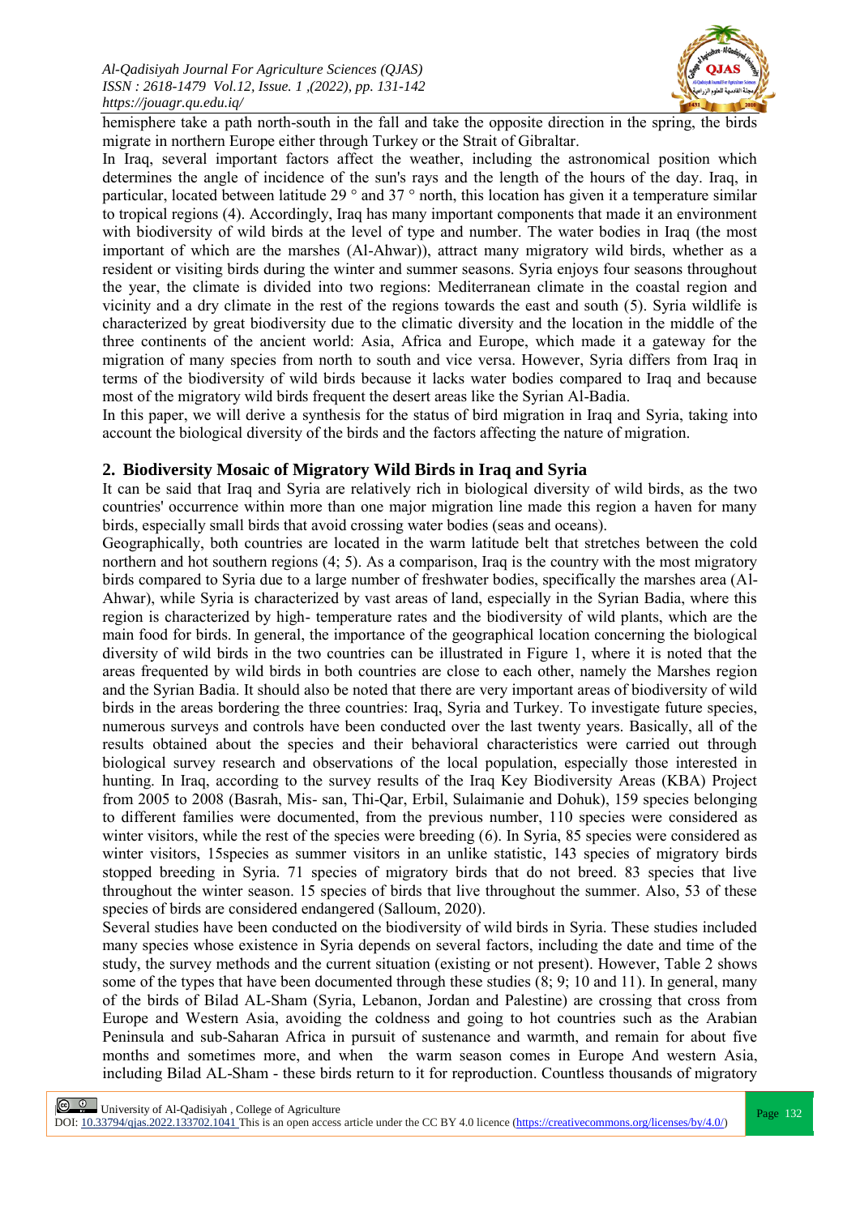hemisphere take a path north-south in the fall and take the opposite direction in the spring, the birds migrate in northern Europe either through Turkey or the Strait of Gibraltar.

In Iraq, several important factors affect the weather, including the astronomical position which determines the angle of incidence of the sun's rays and the length of the hours of the day. Iraq, in particular, located between latitude 29 ° and 37 ° north, this location has given it a temperature similar to tropical regions (4). Accordingly, Iraq has many important components that made it an environment with biodiversity of wild birds at the level of type and number. The water bodies in Iraq (the most important of which are the marshes (Al-Ahwar)), attract many migratory wild birds, whether as a resident or visiting birds during the winter and summer seasons. Syria enjoys four seasons throughout the year, the climate is divided into two regions: Mediterranean climate in the coastal region and vicinity and a dry climate in the rest of the regions towards the east and south (5). Syria wildlife is characterized by great biodiversity due to the climatic diversity and the location in the middle of the three continents of the ancient world: Asia, Africa and Europe, which made it a gateway for the migration of many species from north to south and vice versa. However, Syria differs from Iraq in terms of the biodiversity of wild birds because it lacks water bodies compared to Iraq and because most of the migratory wild birds frequent the desert areas like the Syrian Al-Badia.

In this paper, we will derive a synthesis for the status of bird migration in Iraq and Syria, taking into account the biological diversity of the birds and the factors affecting the nature of migration.

## 2. Biodiversity Mosaic of Migratory Wild Birds in Iraq and Syria

It can be said that Iraq and Syria are relatively rich in biological diversity of wild birds, as the two countries' occurrence within more than one major migration line made this region a haven for many birds, especially small birds that avoid crossing water bodies (seas and oceans).

Geographically, both countries are located in the warm latitude belt that stretches between the cold northern and hot southern regions (4; 5). As a comparison, Iraq is the country with the most migratory birds compared to Syria due to a large number of freshwater bodies, specifically the marshes area (Al-Ahwar), while Syria is characterized by vast areas of land, especially in the Syrian Badia, where this region is characterized by high- temperature rates and the biodiversity of wild plants, which are the main food for birds. In general, the importance of the geographical location concerning the biological diversity of wild birds in the two countries can be illustrated in Figure 1, where it is noted that the areas frequented by wild birds in both countries are close to each other, namely the Marshes region and the Syrian Badia. It should also be noted that there are very important areas of biodiversity of wild birds in the areas bordering the three countries: Iraq, Syria and Turkey. To investigate future species, numerous surveys and controls have been conducted over the last twenty years. Basically, all of the results obtained about the species and their behavioral characteristics were carried out through biological survey research and observations of the local population, especially those interested in hunting. In Iraq, according to the survey results of the Iraq Key Biodiversity Areas (KBA) Project from 2005 to 2008 (Basrah, Mis- san, Thi-Qar, Erbil, Sulaimanie and Dohuk), 159 species belonging to different families were documented, from the previous number, 110 species were considered as winter visitors, while the rest of the species were breeding (6). In Syria, 85 species were considered as winter visitors, 15species as summer visitors in an unlike statistic, 143 species of migratory birds stopped breeding in Syria. 71 species of migratory birds that do not breed. 83 species that live throughout the winter season. 15 species of birds that live throughout the summer. Also, 53 of these species of birds are considered endangered (Salloum, 2020).

Several studies have been conducted on the biodiversity of wild birds in Syria. These studies included many species whose existence in Syria depends on several factors, including the date and time of the study, the survey methods and the current situation (existing or not present). However, Table 2 shows some of the types that have been documented through these studies (8; 9; 10 and 11). In general, many of the birds of Bilad AL-Sham (Syria, Lebanon, Jordan and Palestine) are crossing that cross from Europe and Western Asia, avoiding the coldness and going to hot countries such as the Arabian Peninsula and sub-Saharan Africa in pursuit of sustenance and warmth, and remain for about five months and sometimes more, and when the warm season comes in Europe And western Asia, including Bilad AL-Sham - these birds return to it for reproduction. Countless thousands of migratory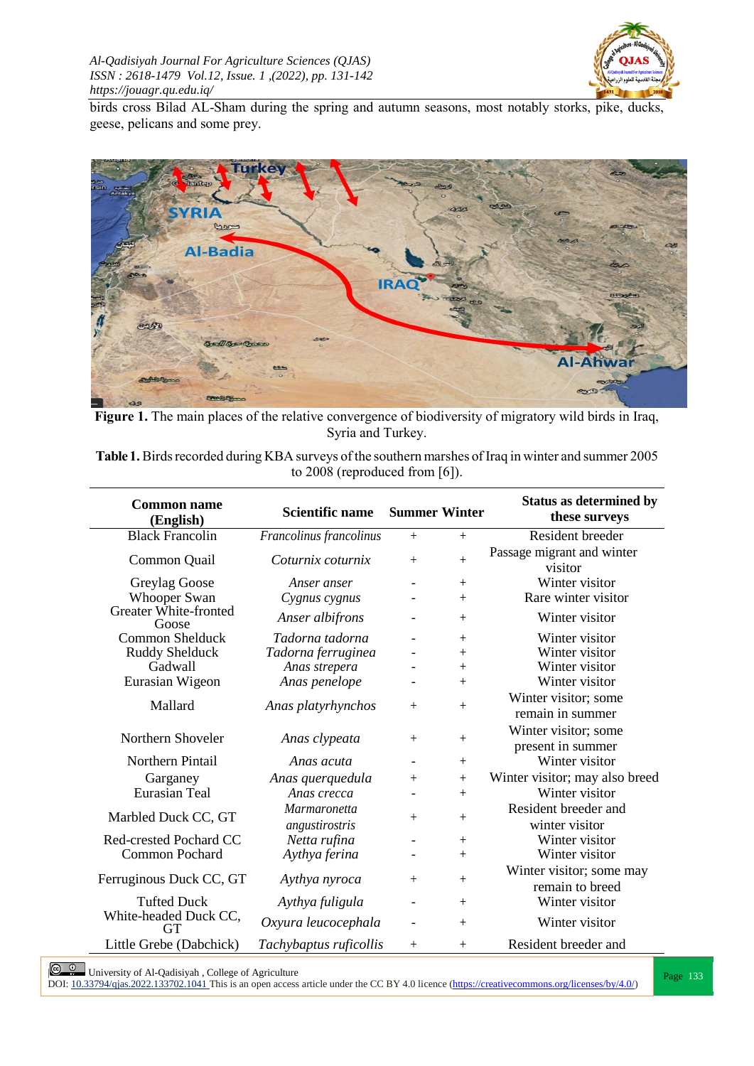birds cross Bilad AL-Sham during the spring and autumn seasons, most notably storks, pike, ducks, geese, pelicans and some prey.

**Figure 1.** The main places of the relative convergence of biodiversity of migratory wild birds in Iraq, Syria and Turkey.

**Table 1.** Birds recorded during KBA surveys of the southern marshes of Iraq in winter and summer 2005 to 2008 (reproduced from [6]).

| Common name (English) | Scientific name | Summer | Winter | Status as determined by these surveys |
|---|---|---|---|---|
| Black Francolin | *Francolinus francolinus* | + | + | Resident breeder |
| Common Quail | *Coturnix coturnix* | + | + | Passage migrant and winter visitor |
| Greylag Goose | *Anser anser* | - | + | Winter visitor |
| Whooper Swan | *Cygnus cygnus* | - | + | Rare winter visitor |
| Greater White-fronted Goose | *Anser albifrons* | - | + | Winter visitor |
| Common Shelduck | *Tadorna tadorna* | - | + | Winter visitor |
| Ruddy Shelduck | *Tadorna ferruginea* | - | + | Winter visitor |
| Gadwall | *Anas strepera* | - | + | Winter visitor |
| Eurasian Wigeon | *Anas penelope* | - | + | Winter visitor |
| Mallard | *Anas platyrhynchos* | + | + | Winter visitor; some remain in summer |
| Northern Shoveler | *Anas clypeata* | + | + | Winter visitor; some present in summer |
| Northern Pintail | *Anas acuta* | - | + | Winter visitor |
| Garganey | *Anas querquedula* | + | + | Winter visitor; may also breed |
| Eurasian Teal | *Anas crecca* | - | + | Winter visitor |
| Marbled Duck CC, GT | *Marmaronetta angustirostris* | + | + | Resident breeder and winter visitor |
| Red-crested Pochard CC | *Netta rufina* | - | + | Winter visitor |
| Common Pochard | *Aythya ferina* | - | + | Winter visitor |
| Ferruginous Duck CC, GT | *Aythya nyroca* | + | + | Winter visitor; some may remain to breed |
| Tufted Duck | *Aythya fuligula* | - | + | Winter visitor |
| White-headed Duck CC, GT | *Oxyura leucocephala* | - | + | Winter visitor |
| Little Grebe (Dabchick) | *Tachybaptus ruficollis* | + | + | Resident breeder and |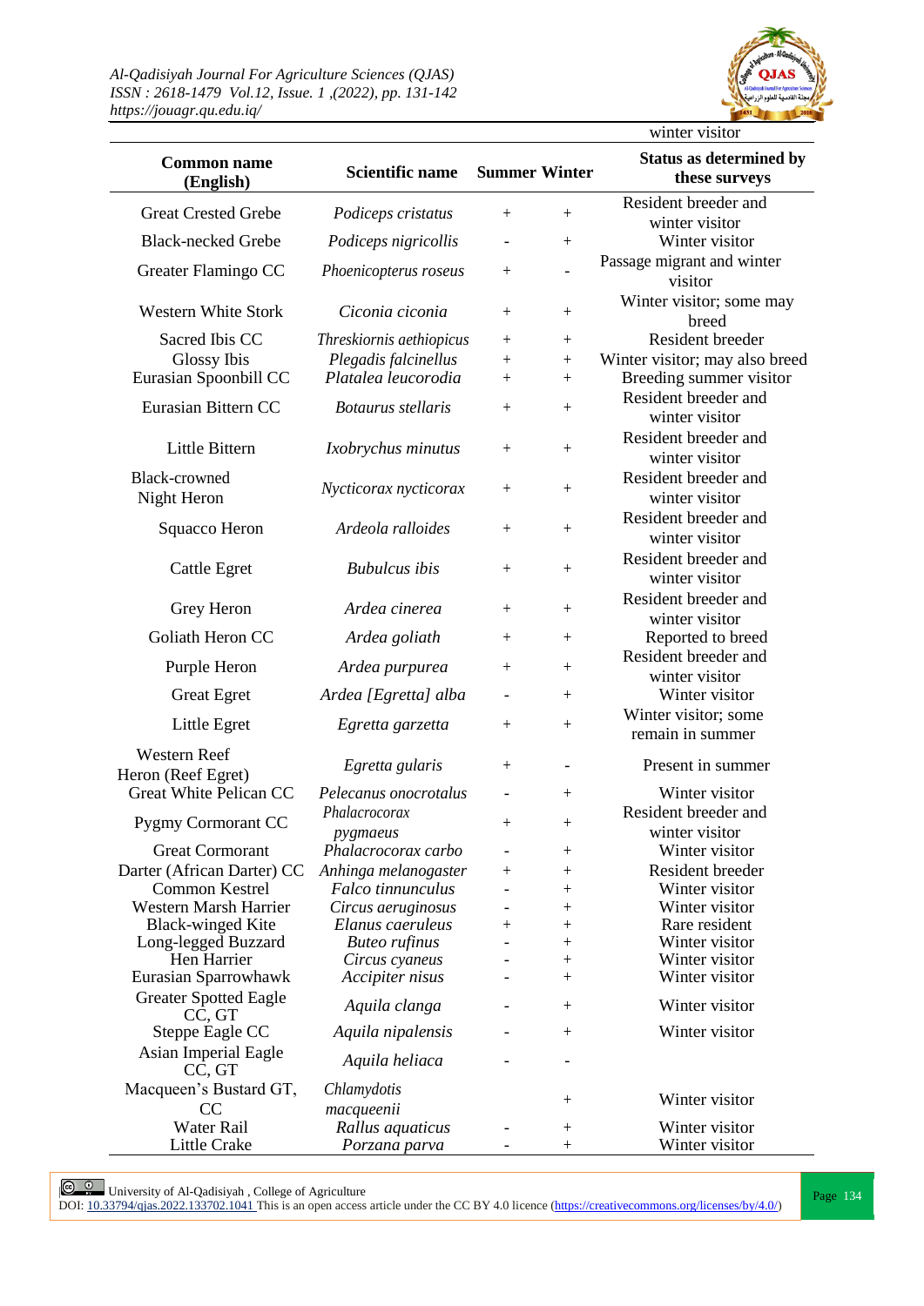winter visitor

| Common name (English) | Scientific name | Summer | Winter | Status as determined by these surveys |
|---|---|---|---|---|
| Great Crested Grebe | *Podiceps cristatus* | + | + | Resident breeder and winter visitor |
| Black-necked Grebe | *Podiceps nigricollis* | - | + | Winter visitor |
| Greater Flamingo CC | *Phoenicopterus roseus* | + | - | Passage migrant and winter visitor |
| Western White Stork | *Ciconia ciconia* | + | + | Winter visitor; some may breed |
| Sacred Ibis CC | *Threskiornis aethiopicus* | + | + | Resident breeder |
| Glossy Ibis | *Plegadis falcinellus* | + | + | Winter visitor; may also breed |
| Eurasian Spoonbill CC | *Platalea leucorodia* | + | + | Breeding summer visitor |
| Eurasian Bittern CC | *Botaurus stellaris* | + | + | Resident breeder and winter visitor |
| Little Bittern | *Ixobrychus minutus* | + | + | Resident breeder and winter visitor |
| Black-crowned Night Heron | *Nycticorax nycticorax* | + | + | Resident breeder and winter visitor |
| Squacco Heron | *Ardeola ralloides* | + | + | Resident breeder and winter visitor |
| Cattle Egret | *Bubulcus ibis* | + | + | Resident breeder and winter visitor |
| Grey Heron | *Ardea cinerea* | + | + | Resident breeder and winter visitor |
| Goliath Heron CC | *Ardea goliath* | + | + | Reported to breed |
| Purple Heron | *Ardea purpurea* | + | + | Resident breeder and winter visitor |
| Great Egret | *Ardea [Egretta] alba* | - | + | Winter visitor |
| Little Egret | *Egretta garzetta* | + | + | Winter visitor; some remain in summer |
| Western Reef Heron (Reef Egret) | *Egretta gularis* | + | - | Present in summer |
| Great White Pelican CC | *Pelecanus onocrotalus* | - | + | Winter visitor |
| Pygmy Cormorant CC | *Phalacrocorax pygmaeus* | + | + | Resident breeder and winter visitor |
| Great Cormorant | *Phalacrocorax carbo* | - | + | Winter visitor |
| Darter (African Darter) CC | *Anhinga melanogaster* | + | + | Resident breeder |
| Common Kestrel | *Falco tinnunculus* | - | + | Winter visitor |
| Western Marsh Harrier | *Circus aeruginosus* | - | + | Winter visitor |
| Black-winged Kite | *Elanus caeruleus* | + | + | Rare resident |
| Long-legged Buzzard | *Buteo rufinus* | - | + | Winter visitor |
| Hen Harrier | *Circus cyaneus* | - | + | Winter visitor |
| Eurasian Sparrowhawk | *Accipiter nisus* | - | + | Winter visitor |
| Greater Spotted Eagle CC, GT | *Aquila clanga* | - | + | Winter visitor |
| Steppe Eagle CC | *Aquila nipalensis* | - | + | Winter visitor |
| Asian Imperial Eagle CC, GT | *Aquila heliaca* | - | - | |
| Macqueen's Bustard GT, CC | *Chlamydotis macqueenii* | | + | Winter visitor |
| Water Rail | *Rallus aquaticus* | - | + | Winter visitor |
| Little Crake | *Porzana parva* | - | + | Winter visitor |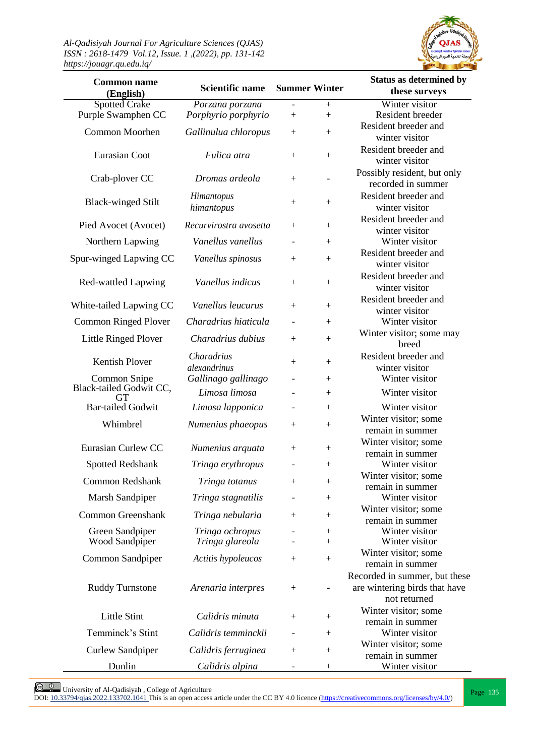| Common name (English) | Scientific name | Summer | Winter | Status as determined by these surveys |
|---|---|---|---|---|
| Spotted Crake | *Porzana porzana* | - | + | Winter visitor |
| Purple Swamphen CC | *Porphyrio porphyrio* | + | + | Resident breeder |
| Common Moorhen | *Gallinulua chloropus* | + | + | Resident breeder and winter visitor |
| Eurasian Coot | *Fulica atra* | + | + | Resident breeder and winter visitor |
| Crab-plover CC | *Dromas ardeola* | + | - | Possibly resident, but only recorded in summer |
| Black-winged Stilt | *Himantopus himantopus* | + | + | Resident breeder and winter visitor |
| Pied Avocet (Avocet) | *Recurvirostra avosetta* | + | + | Resident breeder and winter visitor |
| Northern Lapwing | *Vanellus vanellus* | - | + | Winter visitor |
| Spur-winged Lapwing CC | *Vanellus spinosus* | + | + | Resident breeder and winter visitor |
| Red-wattled Lapwing | *Vanellus indicus* | + | + | Resident breeder and winter visitor |
| White-tailed Lapwing CC | *Vanellus leucurus* | + | + | Resident breeder and winter visitor |
| Common Ringed Plover | *Charadrius hiaticula* | - | + | Winter visitor |
| Little Ringed Plover | *Charadrius dubius* | + | + | Winter visitor; some may breed |
| Kentish Plover | *Charadrius alexandrinus* | + | + | Resident breeder and winter visitor |
| Common Snipe | *Gallinago gallinago* | - | + | Winter visitor |
| Black-tailed Godwit CC, GT | *Limosa limosa* | - | + | Winter visitor |
| Bar-tailed Godwit | *Limosa lapponica* | - | + | Winter visitor |
| Whimbrel | *Numenius phaeopus* | + | + | Winter visitor; some remain in summer |
| Eurasian Curlew CC | *Numenius arquata* | + | + | Winter visitor; some remain in summer |
| Spotted Redshank | *Tringa erythropus* | - | + | Winter visitor |
| Common Redshank | *Tringa totanus* | + | + | Winter visitor; some remain in summer |
| Marsh Sandpiper | *Tringa stagnatilis* | - | + | Winter visitor |
| Common Greenshank | *Tringa nebularia* | + | + | Winter visitor; some remain in summer |
| Green Sandpiper | *Tringa ochropus* | - | + | Winter visitor |
| Wood Sandpiper | *Tringa glareola* | - | + | Winter visitor |
| Common Sandpiper | *Actitis hypoleucos* | + | + | Winter visitor; some remain in summer |
| Ruddy Turnstone | *Arenaria interpres* | + | - | Recorded in summer, but these are wintering birds that have not returned |
| Little Stint | *Calidris minuta* | + | + | Winter visitor; some remain in summer |
| Temminck's Stint | *Calidris temminckii* | - | + | Winter visitor |
| Curlew Sandpiper | *Calidris ferruginea* | + | + | Winter visitor; some remain in summer |
| Dunlin | *Calidris alpina* | - | + | Winter visitor |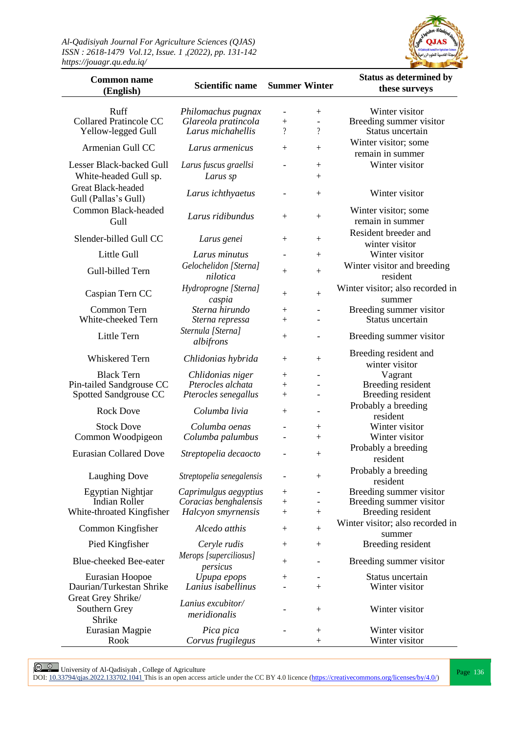| Common name (English) | Scientific name | Summer | Winter | Status as determined by these surveys |
|---|---|---|---|---|
| Ruff | *Philomachus pugnax* | - | + | Winter visitor |
| Collared Pratincole CC | *Glareola pratincola* | + | - | Breeding summer visitor |
| Yellow-legged Gull | *Larus michahellis* | ? | ? | Status uncertain |
| Armenian Gull CC | *Larus armenicus* | + | + | Winter visitor; some remain in summer |
| Lesser Black-backed Gull | *Larus fuscus graellsi* | - | + | Winter visitor |
| White-headed Gull sp. | *Larus sp* | | + | |
| Great Black-headed Gull (Pallas's Gull) | *Larus ichthyaetus* | - | + | Winter visitor |
| Common Black-headed Gull | *Larus ridibundus* | + | + | Winter visitor; some remain in summer |
| Slender-billed Gull CC | *Larus genei* | + | + | Resident breeder and winter visitor |
| Little Gull | *Larus minutus* | - | + | Winter visitor |
| Gull-billed Tern | *Gelochelidon [Sterna] nilotica* | + | + | Winter visitor and breeding resident |
| Caspian Tern CC | *Hydroprogne [Sterna] caspia* | + | + | Winter visitor; also recorded in summer |
| Common Tern | *Sterna hirundo* | + | - | Breeding summer visitor |
| White-cheeked Tern | *Sterna repressa* | + | - | Status uncertain |
| Little Tern | *Sternula [Sterna] albifrons* | + | - | Breeding summer visitor |
| Whiskered Tern | *Chlidonias hybrida* | + | + | Breeding resident and winter visitor |
| Black Tern | *Chlidonias niger* | + | - | Vagrant |
| Pin-tailed Sandgrouse CC | *Pterocles alchata* | + | - | Breeding resident |
| Spotted Sandgrouse CC | *Pterocles senegallus* | + | - | Breeding resident |
| Rock Dove | *Columba livia* | + | - | Probably a breeding resident |
| Stock Dove | *Columba oenas* | - | + | Winter visitor |
| Common Woodpigeon | *Columba palumbus* | - | + | Winter visitor |
| Eurasian Collared Dove | *Streptopelia decaocto* | - | + | Probably a breeding resident |
| Laughing Dove | *Streptopelia senegalensis* | - | + | Probably a breeding resident |
| Egyptian Nightjar | *Caprimulgus aegyptius* | + | - | Breeding summer visitor |
| Indian Roller | *Coracias benghalensis* | + | - | Breeding summer visitor |
| White-throated Kingfisher | *Halcyon smyrnensis* | + | + | Breeding resident |
| Common Kingfisher | *Alcedo atthis* | + | + | Winter visitor; also recorded in summer |
| Pied Kingfisher | *Ceryle rudis* | + | + | Breeding resident |
| Blue-cheeked Bee-eater | *Merops [superciliosus] persicus* | + | - | Breeding summer visitor |
| Eurasian Hoopoe | *Upupa epops* | + | - | Status uncertain |
| Daurian/Turkestan Shrike | *Lanius isabellinus* | - | + | Winter visitor |
| Great Grey Shrike/ Southern Grey Shrike | *Lanius excubitor/ meridionalis* | - | + | Winter visitor |
| Eurasian Magpie | *Pica pica* | - | + | Winter visitor |
| Rook | *Corvus frugilegus* | | + | Winter visitor |

University of Al-Qadisiyah , College of Agriculture
DOI: 10.33794/qjas.2022.133702.1041 This is an open access article under the CC BY 4.0 licence (https://creativecommons.org/licenses/by/4.0/)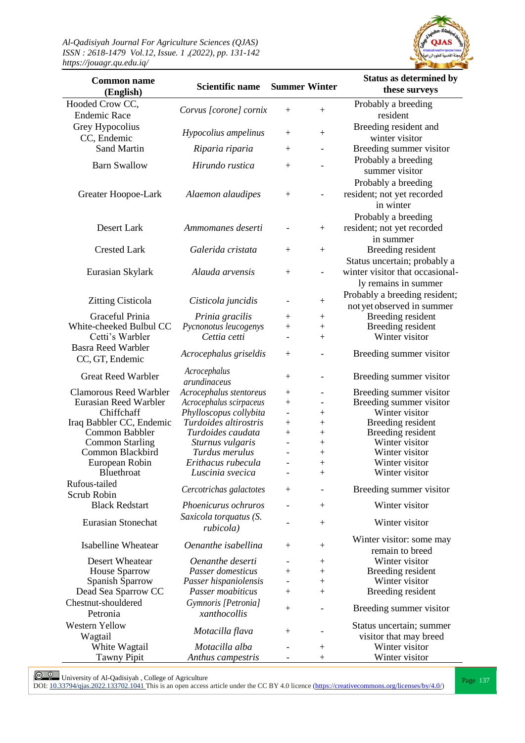| Common name (English) | Scientific name | Summer | Winter | Status as determined by these surveys |
|---|---|---|---|---|
| Hooded Crow CC, Endemic Race | *Corvus [corone] cornix* | + | + | Probably a breeding resident |
| Grey Hypocolius CC, Endemic | *Hypocolius ampelinus* | + | + | Breeding resident and winter visitor |
| Sand Martin | *Riparia riparia* | + | - | Breeding summer visitor |
| Barn Swallow | *Hirundo rustica* | + | - | Probably a breeding summer visitor |
| Greater Hoopoe-Lark | *Alaemon alaudipes* | + | - | Probably a breeding resident; not yet recorded in winter |
| Desert Lark | *Ammomanes deserti* | - | + | Probably a breeding resident; not yet recorded in summer |
| Crested Lark | *Galerida cristata* | + | + | Breeding resident |
| Eurasian Skylark | *Alauda arvensis* | + | - | Status uncertain; probably a winter visitor that occasional-ly remains in summer |
| Zitting Cisticola | *Cisticola juncidis* | - | + | Probably a breeding resident; not yet observed in summer |
| Graceful Prinia | *Prinia gracilis* | + | + | Breeding resident |
| White-cheeked Bulbul CC | *Pycnonotus leucogenys* | + | + | Breeding resident |
| Cetti's Warbler | *Cettia cetti* | - | + | Winter visitor |
| Basra Reed Warbler CC, GT, Endemic | *Acrocephalus griseldis* | + | - | Breeding summer visitor |
| Great Reed Warbler | *Acrocephalus arundinaceus* | + | - | Breeding summer visitor |
| Clamorous Reed Warbler | *Acrocephalus stentoreus* | + | - | Breeding summer visitor |
| Eurasian Reed Warbler | *Acrocephalus scirpaceus* | + | - | Breeding summer visitor |
| Chiffchaff | *Phylloscopus collybita* | - | + | Winter visitor |
| Iraq Babbler CC, Endemic | *Turdoides altirostris* | + | + | Breeding resident |
| Common Babbler | *Turdoides caudata* | + | + | Breeding resident |
| Common Starling | *Sturnus vulgaris* | - | + | Winter visitor |
| Common Blackbird | *Turdus merulus* | - | + | Winter visitor |
| European Robin | *Erithacus rubecula* | - | + | Winter visitor |
| Bluethroat | *Luscinia svecica* | - | + | Winter visitor |
| Rufous-tailed Scrub Robin | *Cercotrichas galactotes* | + | - | Breeding summer visitor |
| Black Redstart | *Phoenicurus ochruros* | - | + | Winter visitor |
| Eurasian Stonechat | *Saxicola torquatus (S. rubicola)* | - | + | Winter visitor |
| Isabelline Wheatear | *Oenanthe isabellina* | + | + | Winter visitor: some may remain to breed |
| Desert Wheatear | *Oenanthe deserti* | - | + | Winter visitor |
| House Sparrow | *Passer domesticus* | + | + | Breeding resident |
| Spanish Sparrow | *Passer hispaniolensis* | - | + | Winter visitor |
| Dead Sea Sparrow CC | *Passer moabiticus* | + | + | Breeding resident |
| Chestnut-shouldered Petronia | *Gymnoris [Petronia] xanthocollis* | + | - | Breeding summer visitor |
| Western Yellow Wagtail | *Motacilla flava* | + | - | Status uncertain; summer visitor that may breed |
| White Wagtail | *Motacilla alba* | - | + | Winter visitor |
| Tawny Pipit | *Anthus campestris* | - | + | Winter visitor |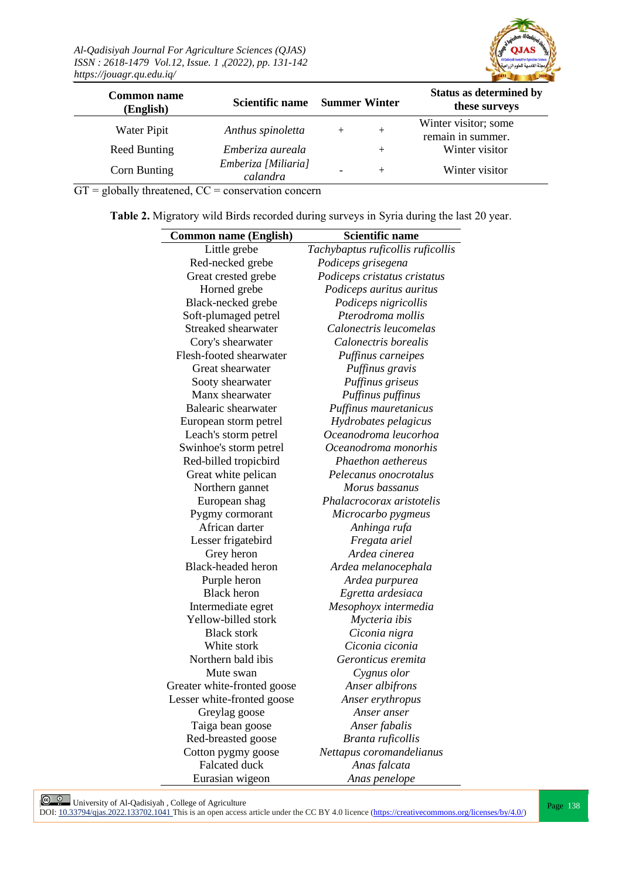| Common name (English) | Scientific name | Summer | Winter | Status as determined by these surveys |
|---|---|---|---|---|
| Water Pipit | *Anthus spinoletta* | + | + | Winter visitor; some remain in summer. |
| Reed Bunting | *Emberiza aureala* | | + | Winter visitor |
| Corn Bunting | *Emberiza [Miliaria] calandra* | - | + | Winter visitor |

GT = globally threatened, CC = conservation concern

**Table 2.** Migratory wild Birds recorded during surveys in Syria during the last 20 year.

| Common name (English) | Scientific name |
|---|---|
| Little grebe | *Tachybaptus ruficollis ruficollis* |
| Red-necked grebe | *Podiceps grisegena* |
| Great crested grebe | *Podiceps cristatus cristatus* |
| Horned grebe | *Podiceps auritus auritus* |
| Black-necked grebe | *Podiceps nigricollis* |
| Soft-plumaged petrel | *Pterodroma mollis* |
| Streaked shearwater | *Calonectris leucomelas* |
| Cory's shearwater | *Calonectris borealis* |
| Flesh-footed shearwater | *Puffinus carneipes* |
| Great shearwater | *Puffinus gravis* |
| Sooty shearwater | *Puffinus griseus* |
| Manx shearwater | *Puffinus puffinus* |
| Balearic shearwater | *Puffinus mauretanicus* |
| European storm petrel | *Hydrobates pelagicus* |
| Leach's storm petrel | *Oceanodroma leucorhoa* |
| Swinhoe's storm petrel | *Oceanodroma monorhis* |
| Red-billed tropicbird | *Phaethon aethereus* |
| Great white pelican | *Pelecanus onocrotalus* |
| Northern gannet | *Morus bassanus* |
| European shag | *Phalacrocorax aristotelis* |
| Pygmy cormorant | *Microcarbo pygmeus* |
| African darter | *Anhinga rufa* |
| Lesser frigatebird | *Fregata ariel* |
| Grey heron | *Ardea cinerea* |
| Black-headed heron | *Ardea melanocephala* |
| Purple heron | *Ardea purpurea* |
| Black heron | *Egretta ardesiaca* |
| Intermediate egret | *Mesophoyx intermedia* |
| Yellow-billed stork | *Mycteria ibis* |
| Black stork | *Ciconia nigra* |
| White stork | *Ciconia ciconia* |
| Northern bald ibis | *Geronticus eremita* |
| Mute swan | *Cygnus olor* |
| Greater white-fronted goose | *Anser albifrons* |
| Lesser white-fronted goose | *Anser erythropus* |
| Greylag goose | *Anser anser* |
| Taiga bean goose | *Anser fabalis* |
| Red-breasted goose | *Branta ruficollis* |
| Cotton pygmy goose | *Nettapus coromandelianus* |
| Falcated duck | *Anas falcata* |
| Eurasian wigeon | *Anas penelope* |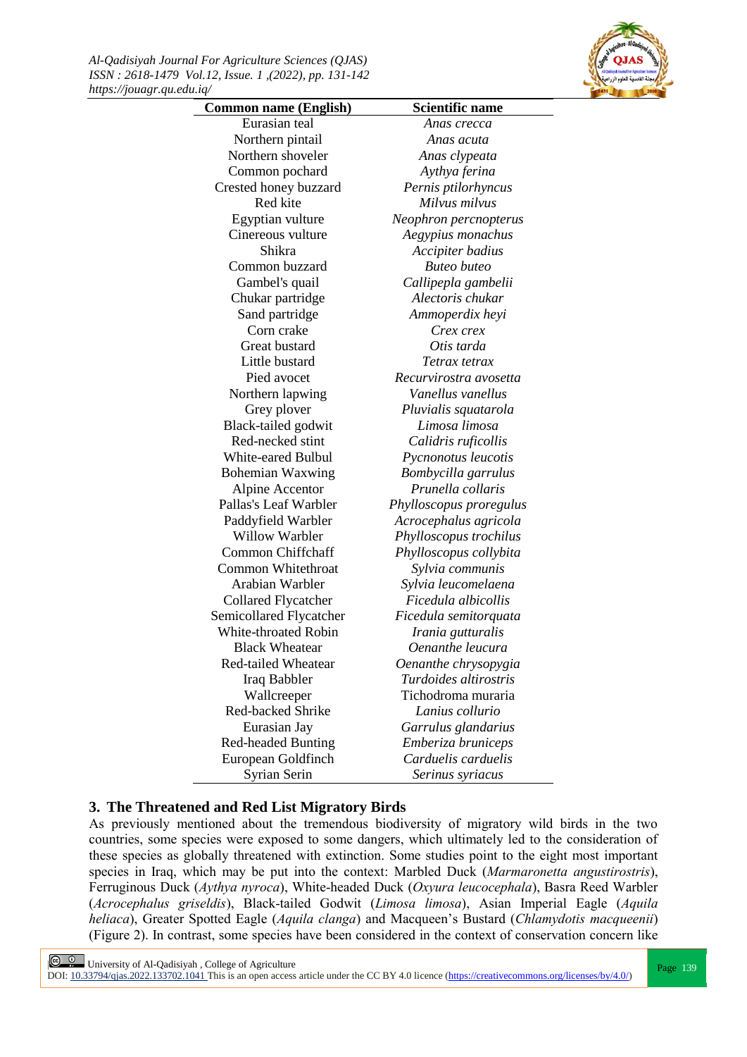| Common name (English) | Scientific name |
|---|---|
| Eurasian teal | *Anas crecca* |
| Northern pintail | *Anas acuta* |
| Northern shoveler | *Anas clypeata* |
| Common pochard | *Aythya ferina* |
| Crested honey buzzard | *Pernis ptilorhyncus* |
| Red kite | *Milvus milvus* |
| Egyptian vulture | *Neophron percnopterus* |
| Cinereous vulture | *Aegypius monachus* |
| Shikra | *Accipiter badius* |
| Common buzzard | *Buteo buteo* |
| Gambel's quail | *Callipepla gambelii* |
| Chukar partridge | *Alectoris chukar* |
| Sand partridge | *Ammoperdix heyi* |
| Corn crake | *Crex crex* |
| Great bustard | *Otis tarda* |
| Little bustard | *Tetrax tetrax* |
| Pied avocet | *Recurvirostra avosetta* |
| Northern lapwing | *Vanellus vanellus* |
| Grey plover | *Pluvialis squatarola* |
| Black-tailed godwit | *Limosa limosa* |
| Red-necked stint | *Calidris ruficollis* |
| White-eared Bulbul | *Pycnonotus leucotis* |
| Bohemian Waxwing | *Bombycilla garrulus* |
| Alpine Accentor | *Prunella collaris* |
| Pallas's Leaf Warbler | *Phylloscopus proregulus* |
| Paddyfield Warbler | *Acrocephalus agricola* |
| Willow Warbler | *Phylloscopus trochilus* |
| Common Chiffchaff | *Phylloscopus collybita* |
| Common Whitethroat | *Sylvia communis* |
| Arabian Warbler | *Sylvia leucomelaena* |
| Collared Flycatcher | *Ficedula albicollis* |
| Semicollared Flycatcher | *Ficedula semitorquata* |
| White-throated Robin | *Irania gutturalis* |
| Black Wheatear | *Oenanthe leucura* |
| Red-tailed Wheatear | *Oenanthe chrysopygia* |
| Iraq Babbler | *Turdoides altirostris* |
| Wallcreeper | Tichodroma muraria |
| Red-backed Shrike | *Lanius collurio* |
| Eurasian Jay | *Garrulus glandarius* |
| Red-headed Bunting | *Emberiza bruniceps* |
| European Goldfinch | *Carduelis carduelis* |
| Syrian Serin | *Serinus syriacus* |

## 3. The Threatened and Red List Migratory Birds

As previously mentioned about the tremendous biodiversity of migratory wild birds in the two countries, some species were exposed to some dangers, which ultimately led to the consideration of these species as globally threatened with extinction. Some studies point to the eight most important species in Iraq, which may be put into the context: Marbled Duck (*Marmaronetta angustirostris*), Ferruginous Duck (*Aythya nyroca*), White-headed Duck (*Oxyura leucocephala*), Basra Reed Warbler (*Acrocephalus griseldis*), Black-tailed Godwit (*Limosa limosa*), Asian Imperial Eagle (*Aquila heliaca*), Greater Spotted Eagle (*Aquila clanga*) and Macqueen's Bustard (*Chlamydotis macqueenii*) (Figure 2). In contrast, some species have been considered in the context of conservation concern like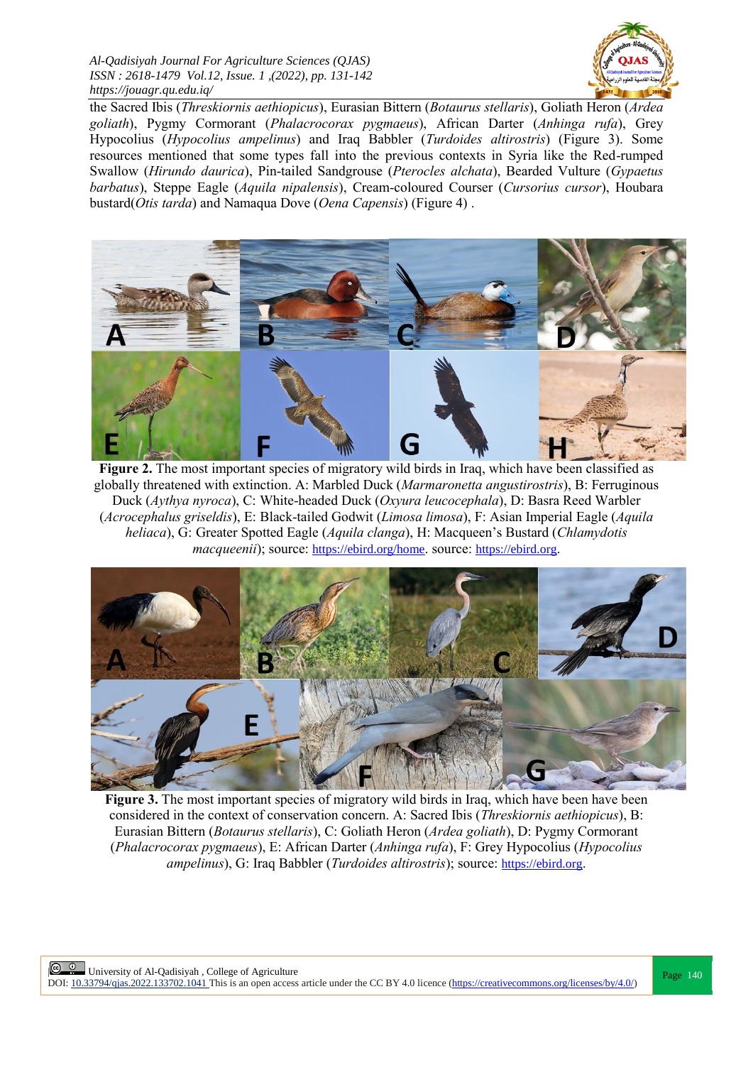the Sacred Ibis (*Threskiornis aethiopicus*), Eurasian Bittern (*Botaurus stellaris*), Goliath Heron (*Ardea goliath*), Pygmy Cormorant (*Phalacrocorax pygmaeus*), African Darter (*Anhinga rufa*), Grey Hypocolius (*Hypocolius ampelinus*) and Iraq Babbler (*Turdoides altirostris*) (Figure 3). Some resources mentioned that some types fall into the previous contexts in Syria like the Red-rumped Swallow (*Hirundo daurica*), Pin-tailed Sandgrouse (*Pterocles alchata*), Bearded Vulture (*Gypaetus barbatus*), Steppe Eagle (*Aquila nipalensis*), Cream-coloured Courser (*Cursorius cursor*), Houbara bustard(*Otis tarda*) and Namaqua Dove (*Oena Capensis*) (Figure 4) .

**Figure 2.** The most important species of migratory wild birds in Iraq, which have been classified as globally threatened with extinction. A: Marbled Duck (*Marmaronetta angustirostris*), B: Ferruginous Duck (*Aythya nyroca*), C: White-headed Duck (*Oxyura leucocephala*), D: Basra Reed Warbler (*Acrocephalus griseldis*), E: Black-tailed Godwit (*Limosa limosa*), F: Asian Imperial Eagle (*Aquila heliaca*), G: Greater Spotted Eagle (*Aquila clanga*), H: Macqueen's Bustard (*Chlamydotis macqueenii*); source: https://ebird.org/home. source: https://ebird.org.

**Figure 3.** The most important species of migratory wild birds in Iraq, which have been have been considered in the context of conservation concern. A: Sacred Ibis (*Threskiornis aethiopicus*), B: Eurasian Bittern (*Botaurus stellaris*), C: Goliath Heron (*Ardea goliath*), D: Pygmy Cormorant (*Phalacrocorax pygmaeus*), E: African Darter (*Anhinga rufa*), F: Grey Hypocolius (*Hypocolius ampelinus*), G: Iraq Babbler (*Turdoides altirostris*); source: https://ebird.org.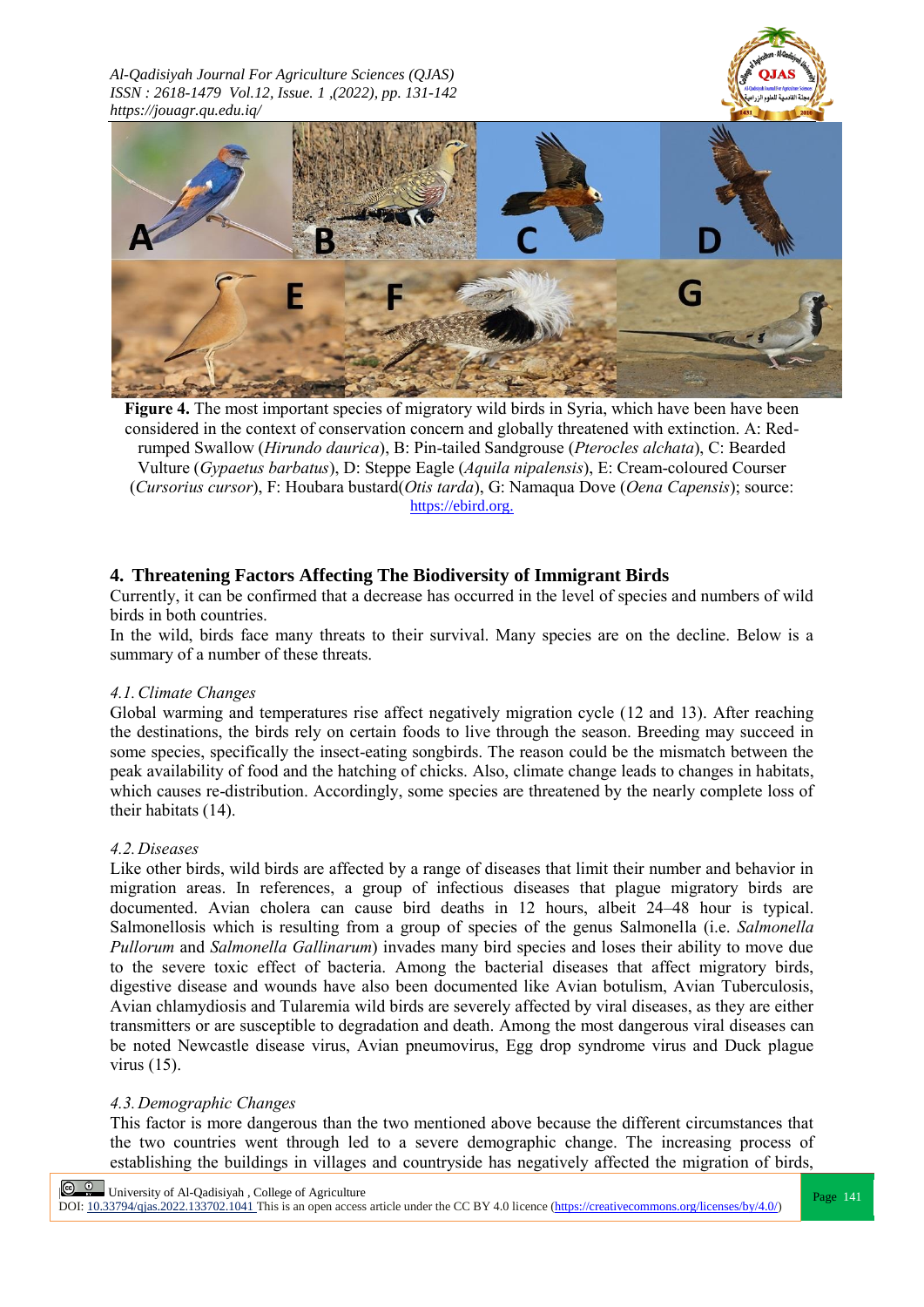**Figure 4.** The most important species of migratory wild birds in Syria, which have been have been considered in the context of conservation concern and globally threatened with extinction. A: Red-rumped Swallow (*Hirundo daurica*), B: Pin-tailed Sandgrouse (*Pterocles alchata*), C: Bearded Vulture (*Gypaetus barbatus*), D: Steppe Eagle (*Aquila nipalensis*), E: Cream-coloured Courser (*Cursorius cursor*), F: Houbara bustard(*Otis tarda*), G: Namaqua Dove (*Oena Capensis*); source: https://ebird.org.

## 4. Threatening Factors Affecting The Biodiversity of Immigrant Birds

Currently, it can be confirmed that a decrease has occurred in the level of species and numbers of wild birds in both countries.

In the wild, birds face many threats to their survival. Many species are on the decline. Below is a summary of a number of these threats.

### 4.1. Climate Changes

Global warming and temperatures rise affect negatively migration cycle (12 and 13). After reaching the destinations, the birds rely on certain foods to live through the season. Breeding may succeed in some species, specifically the insect-eating songbirds. The reason could be the mismatch between the peak availability of food and the hatching of chicks. Also, climate change leads to changes in habitats, which causes re-distribution. Accordingly, some species are threatened by the nearly complete loss of their habitats (14).

### 4.2. Diseases

Like other birds, wild birds are affected by a range of diseases that limit their number and behavior in migration areas. In references, a group of infectious diseases that plague migratory birds are documented. Avian cholera can cause bird deaths in 12 hours, albeit 24–48 hour is typical. Salmonellosis which is resulting from a group of species of the genus Salmonella (i.e. *Salmonella Pullorum* and *Salmonella Gallinarum*) invades many bird species and loses their ability to move due to the severe toxic effect of bacteria. Among the bacterial diseases that affect migratory birds, digestive disease and wounds have also been documented like Avian botulism, Avian Tuberculosis, Avian chlamydiosis and Tularemia wild birds are severely affected by viral diseases, as they are either transmitters or are susceptible to degradation and death. Among the most dangerous viral diseases can be noted Newcastle disease virus, Avian pneumovirus, Egg drop syndrome virus and Duck plague virus (15).

### 4.3. Demographic Changes

This factor is more dangerous than the two mentioned above because the different circumstances that the two countries went through led to a severe demographic change. The increasing process of establishing the buildings in villages and countryside has negatively affected the migration of birds,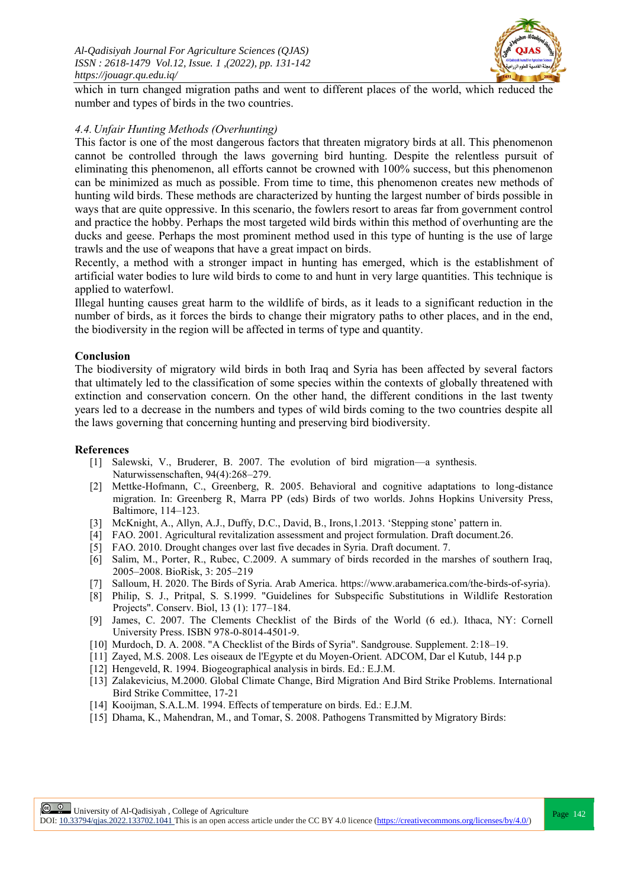which in turn changed migration paths and went to different places of the world, which reduced the number and types of birds in the two countries.

### *4.4. Unfair Hunting Methods (Overhunting)*

This factor is one of the most dangerous factors that threaten migratory birds at all. This phenomenon cannot be controlled through the laws governing bird hunting. Despite the relentless pursuit of eliminating this phenomenon, all efforts cannot be crowned with 100% success, but this phenomenon can be minimized as much as possible. From time to time, this phenomenon creates new methods of hunting wild birds. These methods are characterized by hunting the largest number of birds possible in ways that are quite oppressive. In this scenario, the fowlers resort to areas far from government control and practice the hobby. Perhaps the most targeted wild birds within this method of overhunting are the ducks and geese. Perhaps the most prominent method used in this type of hunting is the use of large trawls and the use of weapons that have a great impact on birds.

Recently, a method with a stronger impact in hunting has emerged, which is the establishment of artificial water bodies to lure wild birds to come to and hunt in very large quantities. This technique is applied to waterfowl.

Illegal hunting causes great harm to the wildlife of birds, as it leads to a significant reduction in the number of birds, as it forces the birds to change their migratory paths to other places, and in the end, the biodiversity in the region will be affected in terms of type and quantity.

## Conclusion

The biodiversity of migratory wild birds in both Iraq and Syria has been affected by several factors that ultimately led to the classification of some species within the contexts of globally threatened with extinction and conservation concern. On the other hand, the different conditions in the last twenty years led to a decrease in the numbers and types of wild birds coming to the two countries despite all the laws governing that concerning hunting and preserving bird biodiversity.

## References

[1] Salewski, V., Bruderer, B. 2007. The evolution of bird migration—a synthesis. Naturwissenschaften, 94(4):268–279.

[2] Mettke-Hofmann, C., Greenberg, R. 2005. Behavioral and cognitive adaptations to long-distance migration. In: Greenberg R, Marra PP (eds) Birds of two worlds. Johns Hopkins University Press, Baltimore, 114–123.

[3] McKnight, A., Allyn, A.J., Duffy, D.C., David, B., Irons,1.2013. 'Stepping stone' pattern in.

[4] FAO. 2001. Agricultural revitalization assessment and project formulation. Draft document.26.

[5] FAO. 2010. Drought changes over last five decades in Syria. Draft document. 7.

[6] Salim, M., Porter, R., Rubec, C.2009. A summary of birds recorded in the marshes of southern Iraq, 2005–2008. BioRisk, 3: 205–219

[7] Salloum, H. 2020. The Birds of Syria. Arab America. https://www.arabamerica.com/the-birds-of-syria).

[8] Philip, S. J., Pritpal, S. S.1999. "Guidelines for Subspecific Substitutions in Wildlife Restoration Projects". Conserv. Biol, 13 (1): 177–184.

[9] James, C. 2007. The Clements Checklist of the Birds of the World (6 ed.). Ithaca, NY: Cornell University Press. ISBN 978-0-8014-4501-9.

[10] Murdoch, D. A. 2008. "A Checklist of the Birds of Syria". Sandgrouse. Supplement. 2:18–19.

[11] Zayed, M.S. 2008. Les oiseaux de l'Egypte et du Moyen-Orient. ADCOM, Dar el Kutub, 144 p.p

[12] Hengeveld, R. 1994. Biogeographical analysis in birds. Ed.: E.J.M.

[13] Zalakevicius, M.2000. Global Climate Change, Bird Migration And Bird Strike Problems. International Bird Strike Committee, 17-21

[14] Kooijman, S.A.L.M. 1994. Effects of temperature on birds. Ed.: E.J.M.

[15] Dhama, K., Mahendran, M., and Tomar, S. 2008. Pathogens Transmitted by Migratory Birds: